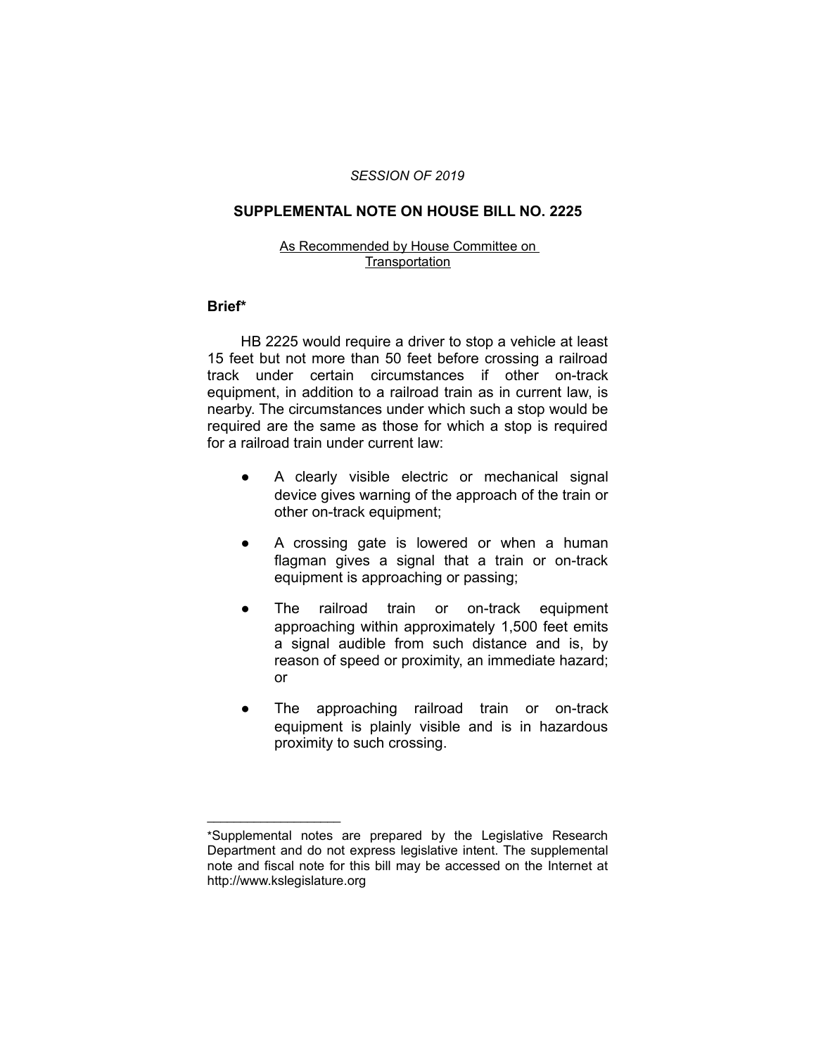*SESSION OF 2019*

## SUPPLEMENTAL NOTE ON HOUSE BILL NO. 2225

As Recommended by House Committee on Transportation

### Brief*

HB 2225 would require a driver to stop a vehicle at least 15 feet but not more than 50 feet before crossing a railroad track under certain circumstances if other on-track equipment, in addition to a railroad train as in current law, is nearby. The circumstances under which such a stop would be required are the same as those for which a stop is required for a railroad train under current law:

- A clearly visible electric or mechanical signal device gives warning of the approach of the train or other on-track equipment;
- A crossing gate is lowered or when a human flagman gives a signal that a train or on-track equipment is approaching or passing;
- The railroad train or on-track equipment approaching within approximately 1,500 feet emits a signal audible from such distance and is, by reason of speed or proximity, an immediate hazard; or
- The approaching railroad train or on-track equipment is plainly visible and is in hazardous proximity to such crossing.

---

*Supplemental notes are prepared by the Legislative Research Department and do not express legislative intent. The supplemental note and fiscal note for this bill may be accessed on the Internet at http://www.kslegislature.org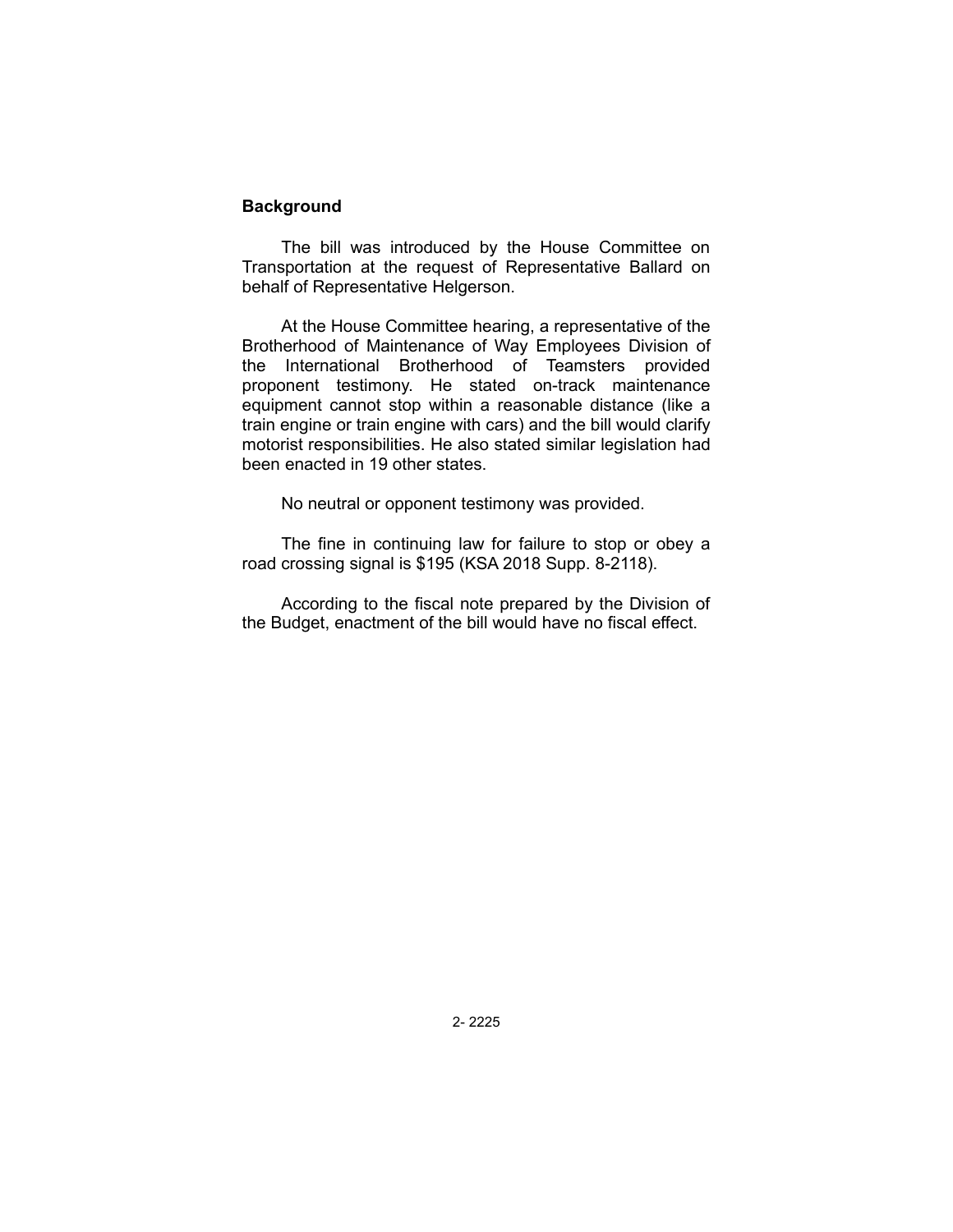## Background

The bill was introduced by the House Committee on Transportation at the request of Representative Ballard on behalf of Representative Helgerson.

At the House Committee hearing, a representative of the Brotherhood of Maintenance of Way Employees Division of the International Brotherhood of Teamsters provided proponent testimony. He stated on-track maintenance equipment cannot stop within a reasonable distance (like a train engine or train engine with cars) and the bill would clarify motorist responsibilities. He also stated similar legislation had been enacted in 19 other states.

No neutral or opponent testimony was provided.

The fine in continuing law for failure to stop or obey a road crossing signal is $195 (KSA 2018 Supp. 8-2118).

According to the fiscal note prepared by the Division of the Budget, enactment of the bill would have no fiscal effect.